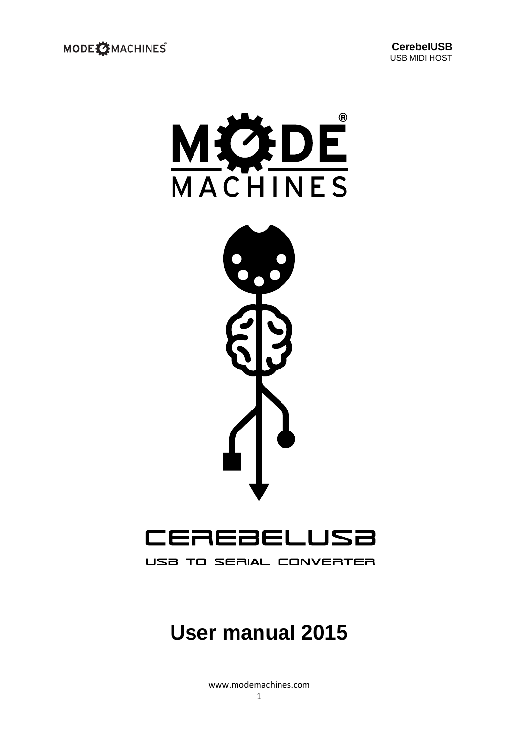# CEREBELUSB

USB TO SERIAL CONVERTER

# User manual 2015

www.modemachines.com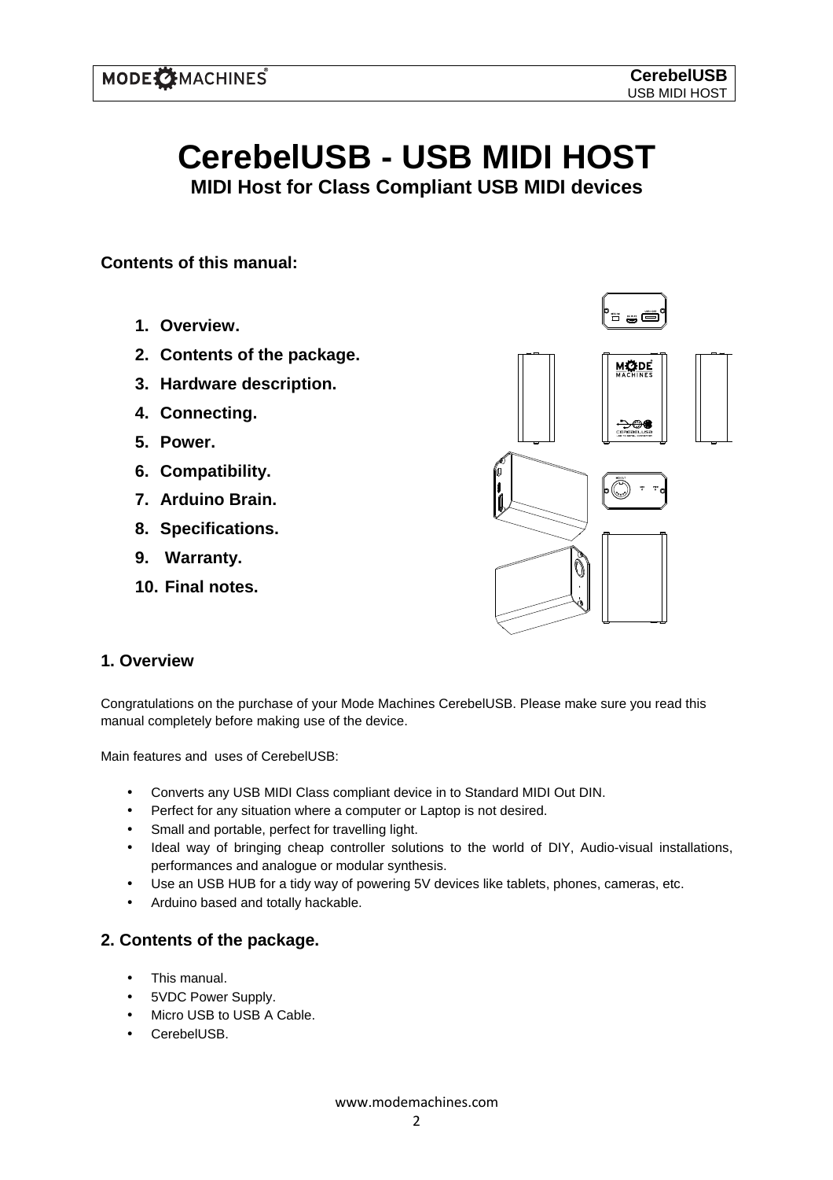# CerebelUSB - USB MIDI HOST

## MIDI Host for Class Compliant USB MIDI devices

**Contents of this manual:**

1. **Overview.**
2. **Contents of the package.**
3. **Hardware description.**
4. **Connecting.**
5. **Power.**
6. **Compatibility.**
7. **Arduino Brain.**
8. **Specifications.**
9. **Warranty.**
10. **Final notes.**

## 1. Overview

Congratulations on the purchase of your Mode Machines CerebelUSB. Please make sure you read this manual completely before making use of the device.

Main features and uses of CerebelUSB:

- Converts any USB MIDI Class compliant device in to Standard MIDI Out DIN.
- Perfect for any situation where a computer or Laptop is not desired.
- Small and portable, perfect for travelling light.
- Ideal way of bringing cheap controller solutions to the world of DIY, Audio-visual installations, performances and analogue or modular synthesis.
- Use an USB HUB for a tidy way of powering 5V devices like tablets, phones, cameras, etc.
- Arduino based and totally hackable.

## 2. Contents of the package.

- This manual.
- 5VDC Power Supply.
- Micro USB to USB A Cable.
- CerebelUSB.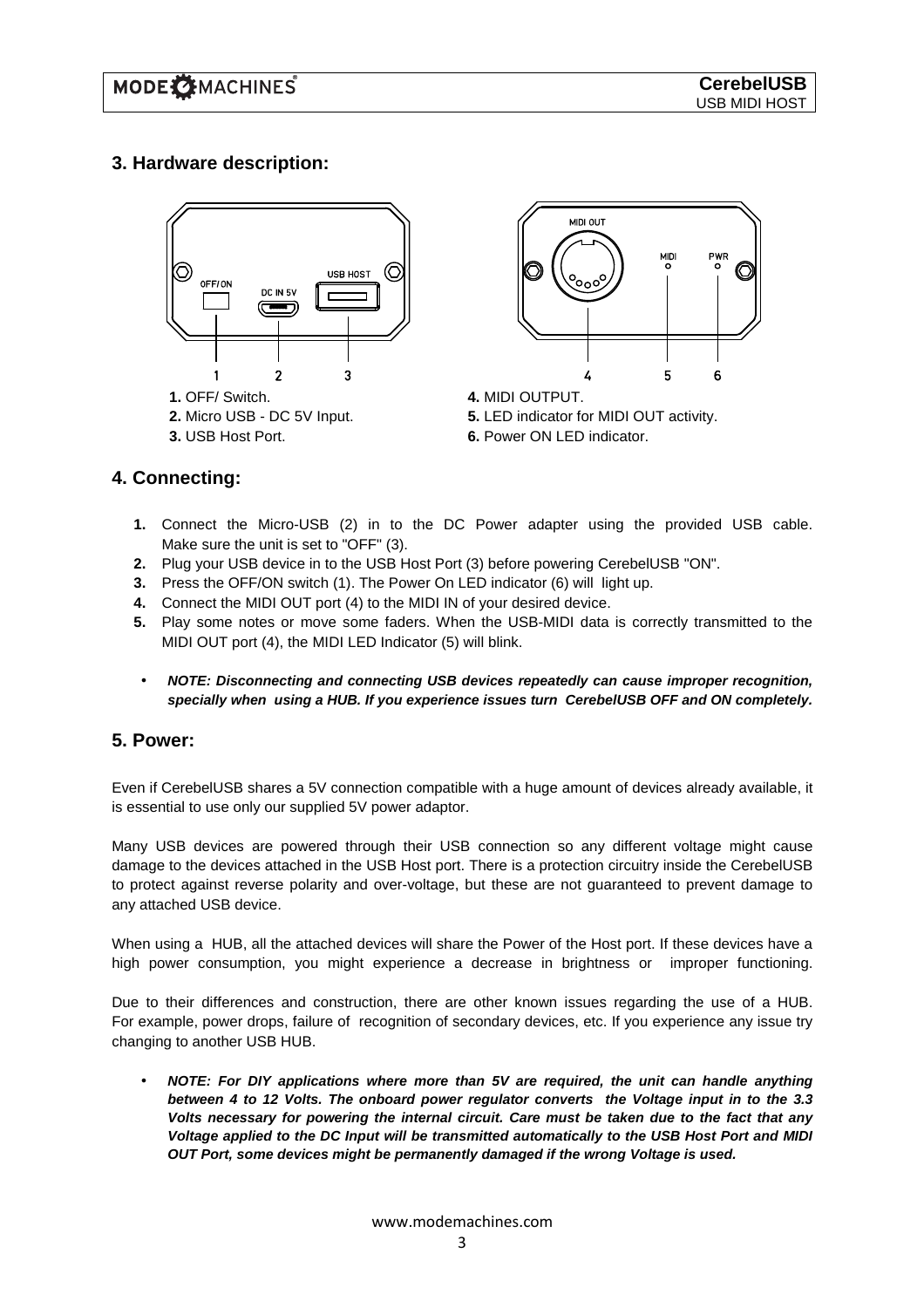## 3. Hardware description:

**1.** OFF/ Switch.
**2.** Micro USB - DC 5V Input.
**3.** USB Host Port.

**4.** MIDI OUTPUT.
**5.** LED indicator for MIDI OUT activity.
**6.** Power ON LED indicator.

## 4. Connecting:

1. Connect the Micro-USB (2) in to the DC Power adapter using the provided USB cable. Make sure the unit is set to "OFF" (3).
2. Plug your USB device in to the USB Host Port (3) before powering CerebelUSB "ON".
3. Press the OFF/ON switch (1). The Power On LED indicator (6) will light up.
4. Connect the MIDI OUT port (4) to the MIDI IN of your desired device.
5. Play some notes or move some faders. When the USB-MIDI data is correctly transmitted to the MIDI OUT port (4), the MIDI LED Indicator (5) will blink.

- ***NOTE: Disconnecting and connecting USB devices repeatedly can cause improper recognition, specially when using a HUB. If you experience issues turn CerebelUSB OFF and ON completely.***

## 5. Power:

Even if CerebelUSB shares a 5V connection compatible with a huge amount of devices already available, it is essential to use only our supplied 5V power adaptor.

Many USB devices are powered through their USB connection so any different voltage might cause damage to the devices attached in the USB Host port. There is a protection circuitry inside the CerebelUSB to protect against reverse polarity and over-voltage, but these are not guaranteed to prevent damage to any attached USB device.

When using a HUB, all the attached devices will share the Power of the Host port. If these devices have a high power consumption, you might experience a decrease in brightness or improper functioning.

Due to their differences and construction, there are other known issues regarding the use of a HUB. For example, power drops, failure of recognition of secondary devices, etc. If you experience any issue try changing to another USB HUB.

- ***NOTE: For DIY applications where more than 5V are required, the unit can handle anything between 4 to 12 Volts. The onboard power regulator converts the Voltage input in to the 3.3 Volts necessary for powering the internal circuit. Care must be taken due to the fact that any Voltage applied to the DC Input will be transmitted automatically to the USB Host Port and MIDI OUT Port, some devices might be permanently damaged if the wrong Voltage is used.***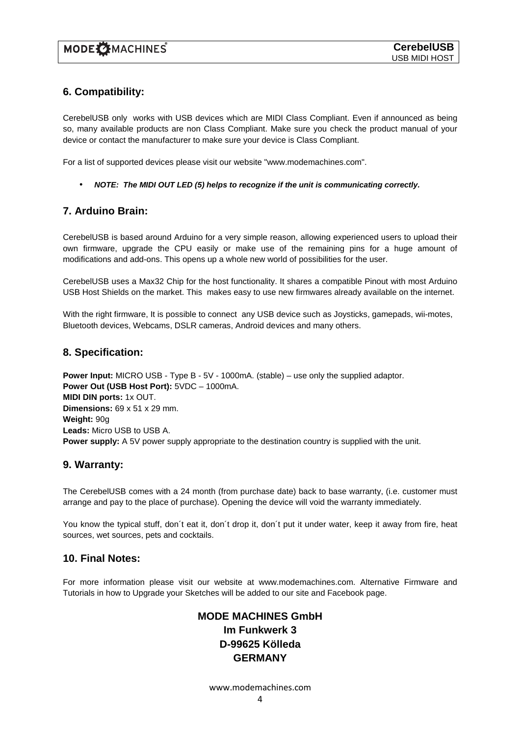## 6. Compatibility:

CerebelUSB only works with USB devices which are MIDI Class Compliant. Even if announced as being so, many available products are non Class Compliant. Make sure you check the product manual of your device or contact the manufacturer to make sure your device is Class Compliant.

For a list of supported devices please visit our website "www.modemachines.com".

- ***NOTE: The MIDI OUT LED (5) helps to recognize if the unit is communicating correctly.***

## 7. Arduino Brain:

CerebelUSB is based around Arduino for a very simple reason, allowing experienced users to upload their own firmware, upgrade the CPU easily or make use of the remaining pins for a huge amount of modifications and add-ons. This opens up a whole new world of possibilities for the user.

CerebelUSB uses a Max32 Chip for the host functionality. It shares a compatible Pinout with most Arduino USB Host Shields on the market. This makes easy to use new firmwares already available on the internet.

With the right firmware, It is possible to connect any USB device such as Joysticks, gamepads, wii-motes, Bluetooth devices, Webcams, DSLR cameras, Android devices and many others.

## 8. Specification:

**Power Input:** MICRO USB - Type B - 5V - 1000mA. (stable) – use only the supplied adaptor.
**Power Out (USB Host Port):** 5VDC – 1000mA.
**MIDI DIN ports:** 1x OUT.
**Dimensions:** 69 x 51 x 29 mm.
**Weight:** 90g
**Leads:** Micro USB to USB A.
**Power supply:** A 5V power supply appropriate to the destination country is supplied with the unit.

## 9. Warranty:

The CerebelUSB comes with a 24 month (from purchase date) back to base warranty, (i.e. customer must arrange and pay to the place of purchase). Opening the device will void the warranty immediately.

You know the typical stuff, don´t eat it, don´t drop it, don´t put it under water, keep it away from fire, heat sources, wet sources, pets and cocktails.

## 10. Final Notes:

For more information please visit our website at www.modemachines.com. Alternative Firmware and Tutorials in how to Upgrade your Sketches will be added to our site and Facebook page.

**MODE MACHINES GmbH**
**Im Funkwerk 3**
**D-99625 Kölleda**
**GERMANY**

www.modemachines.com